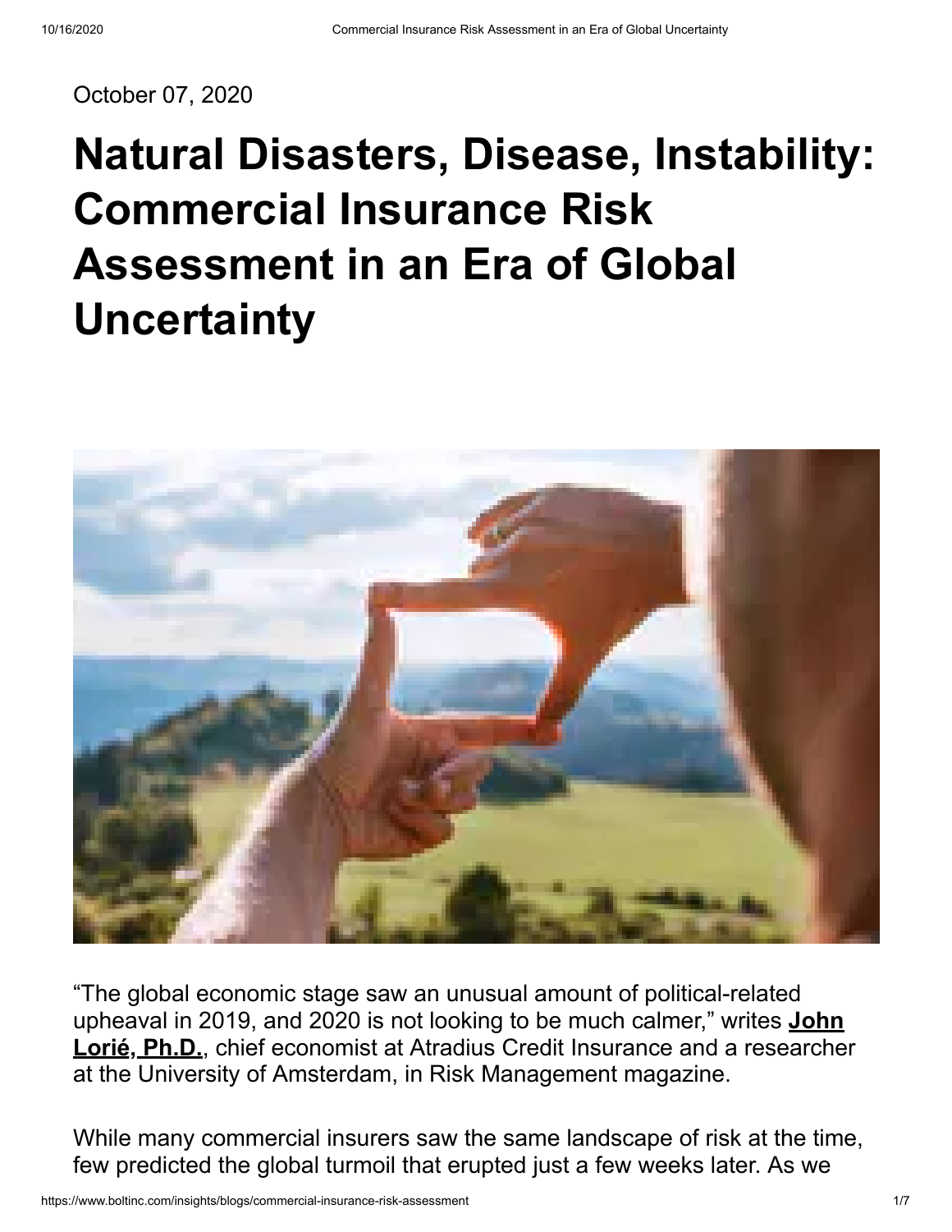October 07, 2020

# Natural Disasters, Disease, Instability: Commercial Insurance Risk Assessment in an Era of Global Uncertainty

“The global economic stage saw an unusual amount of political-related upheaval in 2019, and 2020 is not looking to be much calmer,” writes **John Lorié, Ph.D.**, chief economist at Atradius Credit Insurance and a researcher at the University of Amsterdam, in Risk Management magazine.

While many commercial insurers saw the same landscape of risk at the time, few predicted the global turmoil that erupted just a few weeks later. As we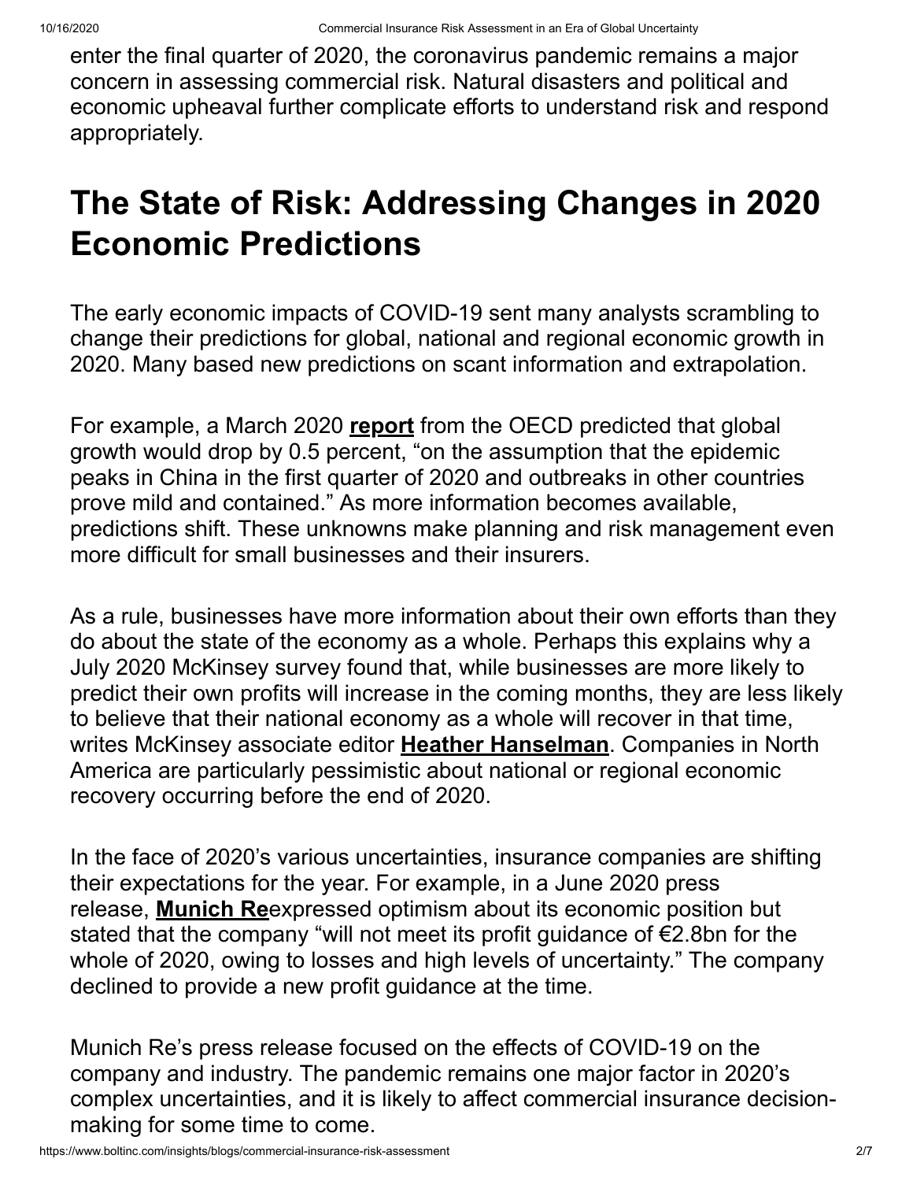enter the final quarter of 2020, the coronavirus pandemic remains a major concern in assessing commercial risk. Natural disasters and political and economic upheaval further complicate efforts to understand risk and respond appropriately.

# The State of Risk: Addressing Changes in 2020 Economic Predictions

The early economic impacts of COVID-19 sent many analysts scrambling to change their predictions for global, national and regional economic growth in 2020. Many based new predictions on scant information and extrapolation.

For example, a March 2020 **report** from the OECD predicted that global growth would drop by 0.5 percent, "on the assumption that the epidemic peaks in China in the first quarter of 2020 and outbreaks in other countries prove mild and contained." As more information becomes available, predictions shift. These unknowns make planning and risk management even more difficult for small businesses and their insurers.

As a rule, businesses have more information about their own efforts than they do about the state of the economy as a whole. Perhaps this explains why a July 2020 McKinsey survey found that, while businesses are more likely to predict their own profits will increase in the coming months, they are less likely to believe that their national economy as a whole will recover in that time, writes McKinsey associate editor **Heather Hanselman**. Companies in North America are particularly pessimistic about national or regional economic recovery occurring before the end of 2020.

In the face of 2020's various uncertainties, insurance companies are shifting their expectations for the year. For example, in a June 2020 press release, **Munich Re**expressed optimism about its economic position but stated that the company "will not meet its profit guidance of €2.8bn for the whole of 2020, owing to losses and high levels of uncertainty." The company declined to provide a new profit guidance at the time.

Munich Re's press release focused on the effects of COVID-19 on the company and industry. The pandemic remains one major factor in 2020's complex uncertainties, and it is likely to affect commercial insurance decision-making for some time to come.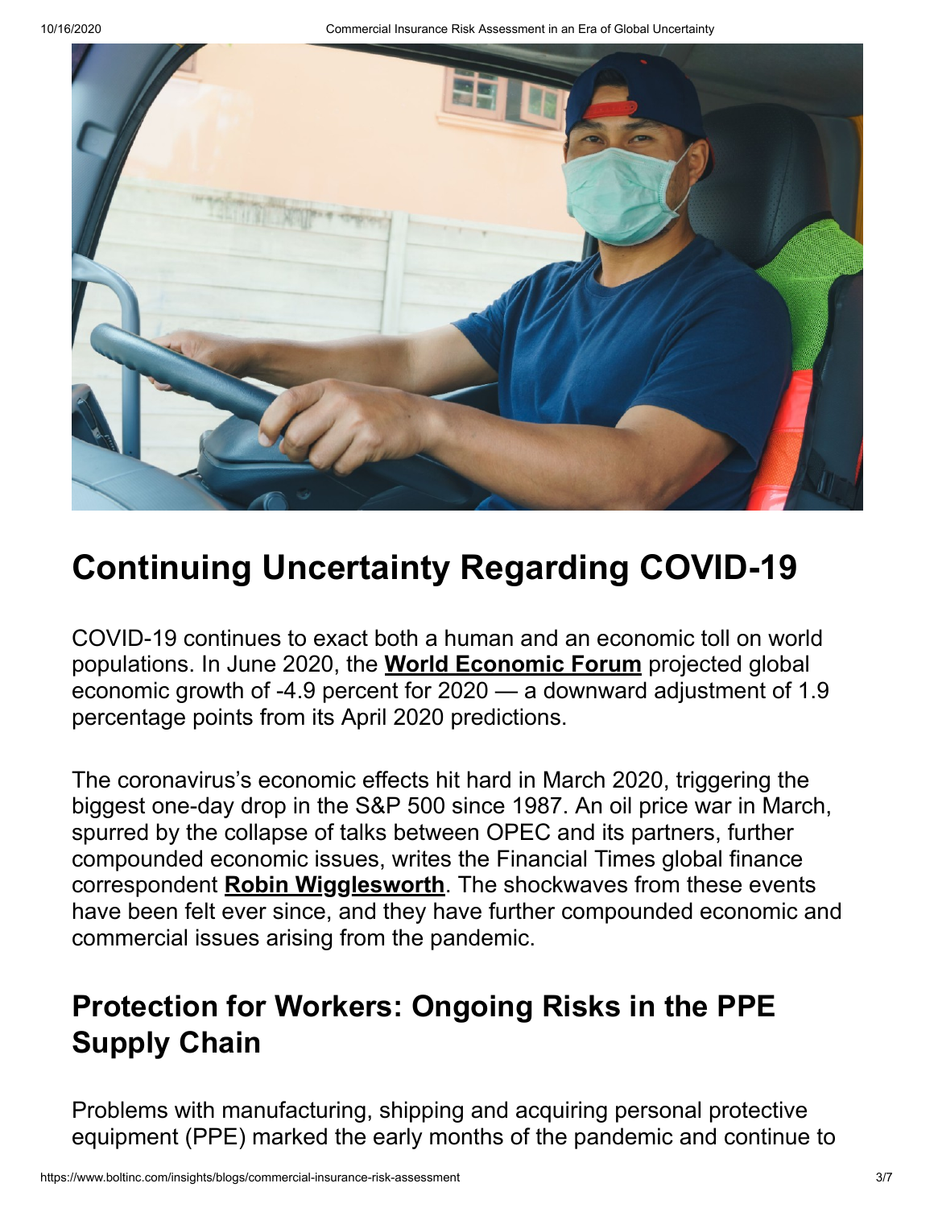## Continuing Uncertainty Regarding COVID-19

COVID-19 continues to exact both a human and an economic toll on world populations. In June 2020, the **World Economic Forum** projected global economic growth of -4.9 percent for 2020 — a downward adjustment of 1.9 percentage points from its April 2020 predictions.

The coronavirus's economic effects hit hard in March 2020, triggering the biggest one-day drop in the S&P 500 since 1987. An oil price war in March, spurred by the collapse of talks between OPEC and its partners, further compounded economic issues, writes the Financial Times global finance correspondent **Robin Wigglesworth**. The shockwaves from these events have been felt ever since, and they have further compounded economic and commercial issues arising from the pandemic.

## Protection for Workers: Ongoing Risks in the PPE Supply Chain

Problems with manufacturing, shipping and acquiring personal protective equipment (PPE) marked the early months of the pandemic and continue to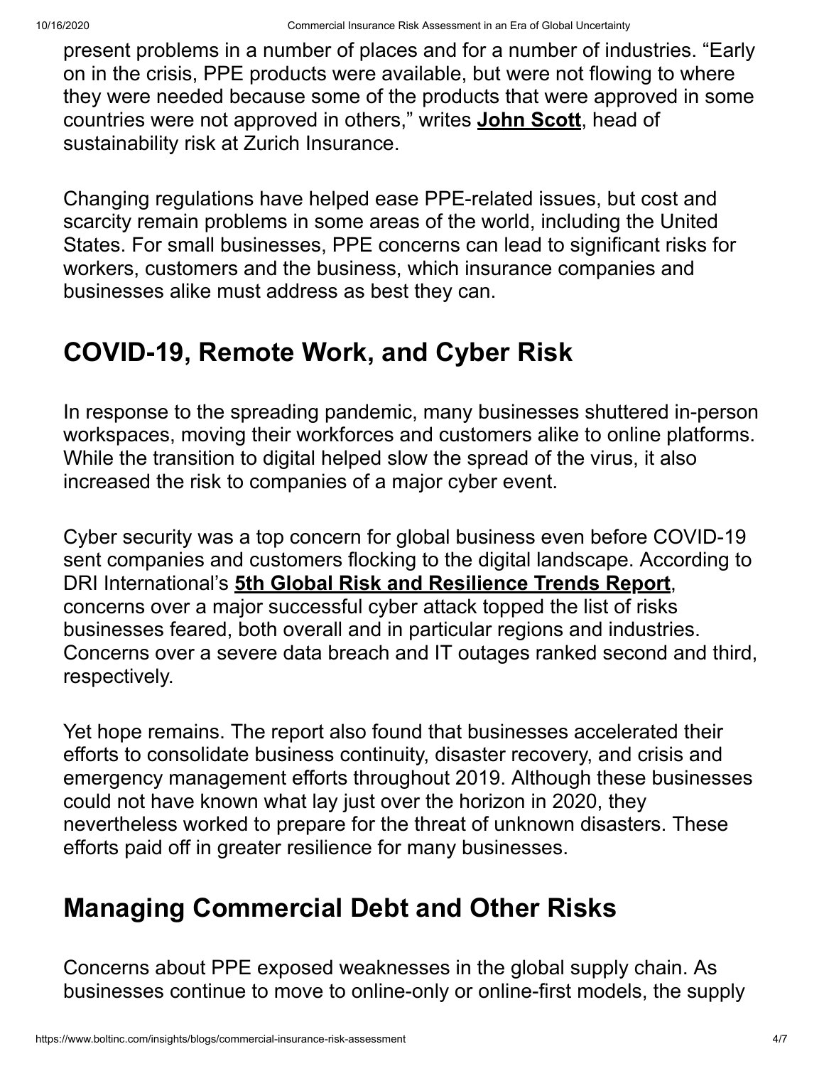present problems in a number of places and for a number of industries. "Early on in the crisis, PPE products were available, but were not flowing to where they were needed because some of the products that were approved in some countries were not approved in others," writes **John Scott**, head of sustainability risk at Zurich Insurance.

Changing regulations have helped ease PPE-related issues, but cost and scarcity remain problems in some areas of the world, including the United States. For small businesses, PPE concerns can lead to significant risks for workers, customers and the business, which insurance companies and businesses alike must address as best they can.

## COVID-19, Remote Work, and Cyber Risk

In response to the spreading pandemic, many businesses shuttered in-person workspaces, moving their workforces and customers alike to online platforms. While the transition to digital helped slow the spread of the virus, it also increased the risk to companies of a major cyber event.

Cyber security was a top concern for global business even before COVID-19 sent companies and customers flocking to the digital landscape. According to DRI International's **5th Global Risk and Resilience Trends Report**, concerns over a major successful cyber attack topped the list of risks businesses feared, both overall and in particular regions and industries. Concerns over a severe data breach and IT outages ranked second and third, respectively.

Yet hope remains. The report also found that businesses accelerated their efforts to consolidate business continuity, disaster recovery, and crisis and emergency management efforts throughout 2019. Although these businesses could not have known what lay just over the horizon in 2020, they nevertheless worked to prepare for the threat of unknown disasters. These efforts paid off in greater resilience for many businesses.

## Managing Commercial Debt and Other Risks

Concerns about PPE exposed weaknesses in the global supply chain. As businesses continue to move to online-only or online-first models, the supply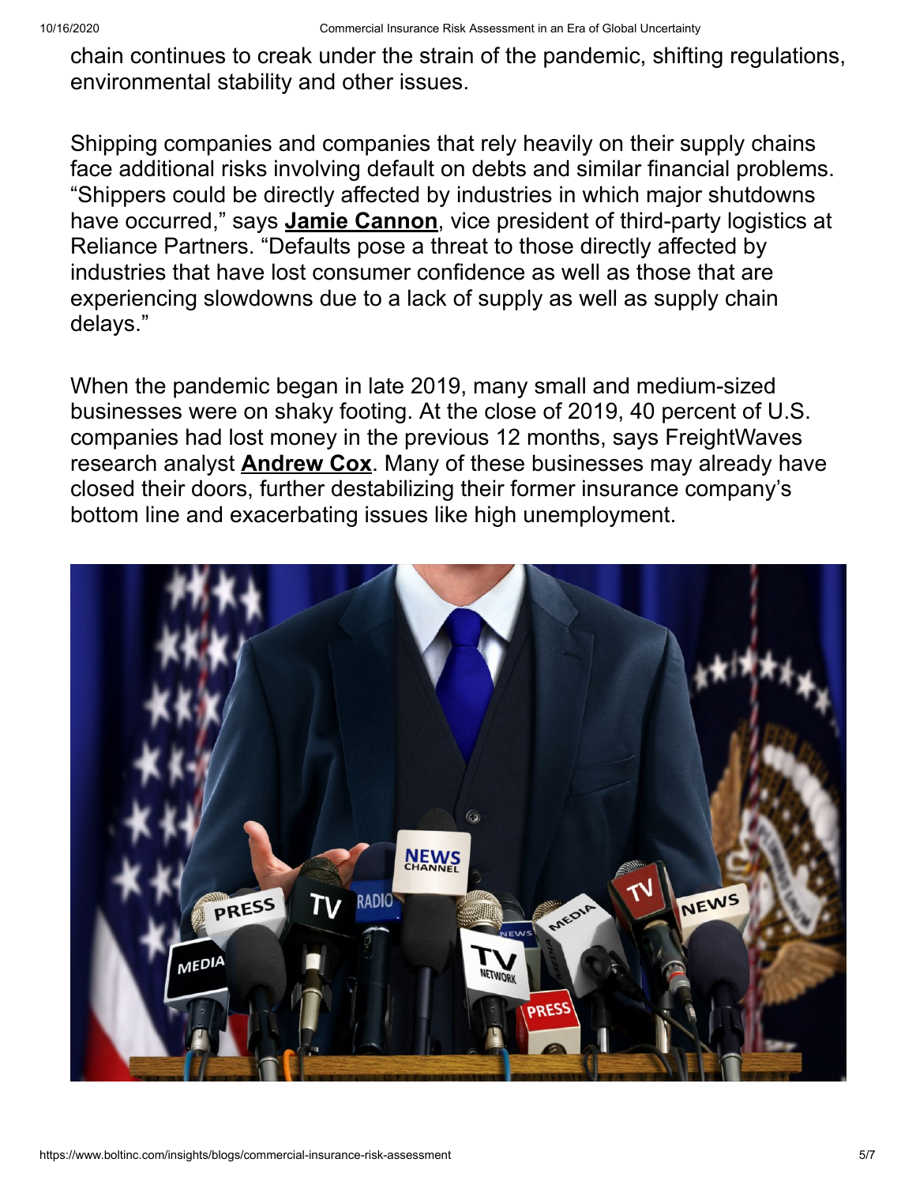chain continues to creak under the strain of the pandemic, shifting regulations, environmental stability and other issues.

Shipping companies and companies that rely heavily on their supply chains face additional risks involving default on debts and similar financial problems. "Shippers could be directly affected by industries in which major shutdowns have occurred," says **Jamie Cannon**, vice president of third-party logistics at Reliance Partners. "Defaults pose a threat to those directly affected by industries that have lost consumer confidence as well as those that are experiencing slowdowns due to a lack of supply as well as supply chain delays."

When the pandemic began in late 2019, many small and medium-sized businesses were on shaky footing. At the close of 2019, 40 percent of U.S. companies had lost money in the previous 12 months, says FreightWaves research analyst **Andrew Cox**. Many of these businesses may already have closed their doors, further destabilizing their former insurance company's bottom line and exacerbating issues like high unemployment.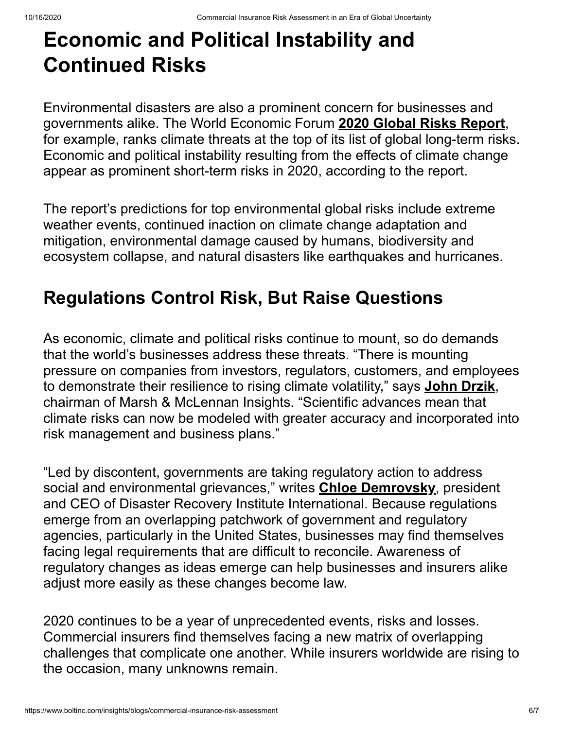# Economic and Political Instability and Continued Risks

Environmental disasters are also a prominent concern for businesses and governments alike. The World Economic Forum **2020 Global Risks Report**, for example, ranks climate threats at the top of its list of global long-term risks. Economic and political instability resulting from the effects of climate change appear as prominent short-term risks in 2020, according to the report.

The report's predictions for top environmental global risks include extreme weather events, continued inaction on climate change adaptation and mitigation, environmental damage caused by humans, biodiversity and ecosystem collapse, and natural disasters like earthquakes and hurricanes.

## Regulations Control Risk, But Raise Questions

As economic, climate and political risks continue to mount, so do demands that the world's businesses address these threats. "There is mounting pressure on companies from investors, regulators, customers, and employees to demonstrate their resilience to rising climate volatility," says **John Drzik**, chairman of Marsh & McLennan Insights. "Scientific advances mean that climate risks can now be modeled with greater accuracy and incorporated into risk management and business plans."

"Led by discontent, governments are taking regulatory action to address social and environmental grievances," writes **Chloe Demrovsky**, president and CEO of Disaster Recovery Institute International. Because regulations emerge from an overlapping patchwork of government and regulatory agencies, particularly in the United States, businesses may find themselves facing legal requirements that are difficult to reconcile. Awareness of regulatory changes as ideas emerge can help businesses and insurers alike adjust more easily as these changes become law.

2020 continues to be a year of unprecedented events, risks and losses. Commercial insurers find themselves facing a new matrix of overlapping challenges that complicate one another. While insurers worldwide are rising to the occasion, many unknowns remain.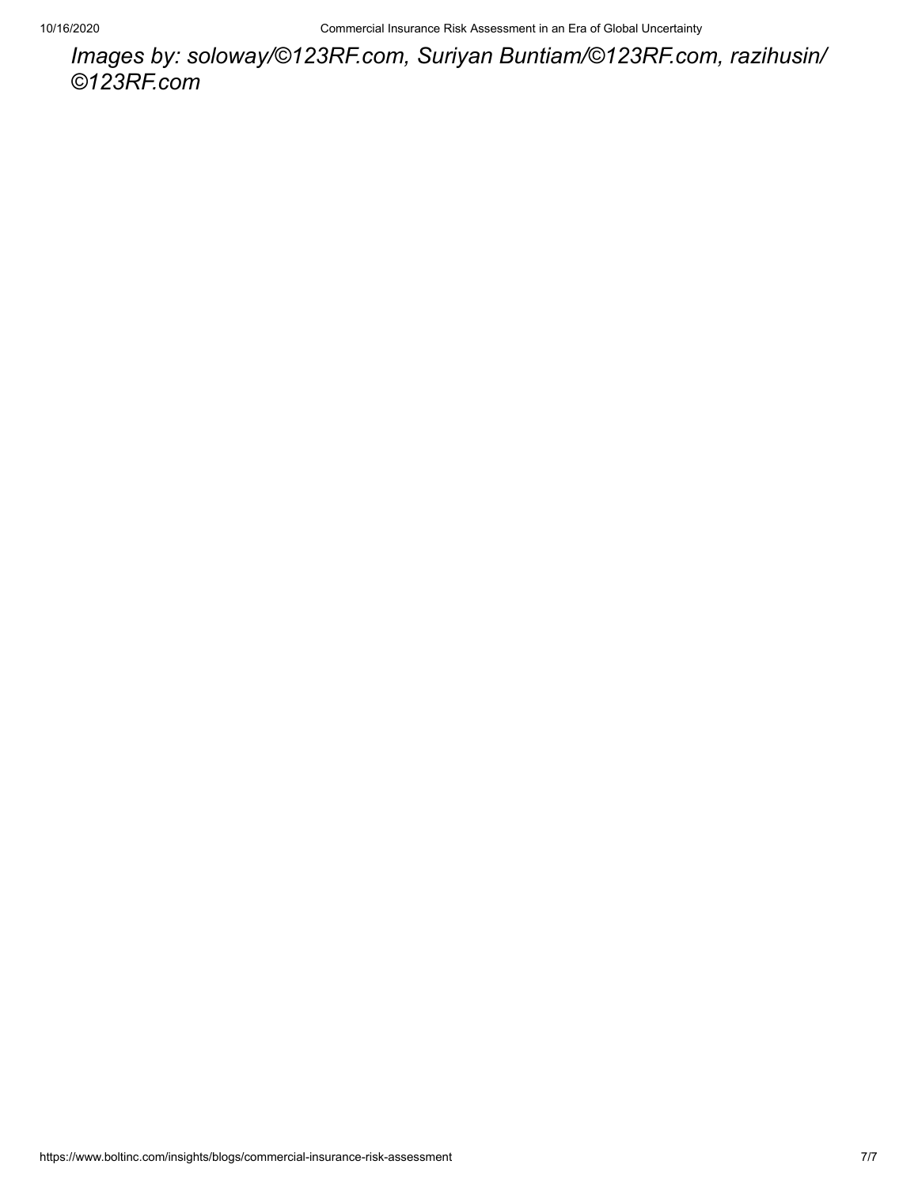*Images by: soloway/©123RF.com, Suriyan Buntiam/©123RF.com, razihusin/ ©123RF.com*